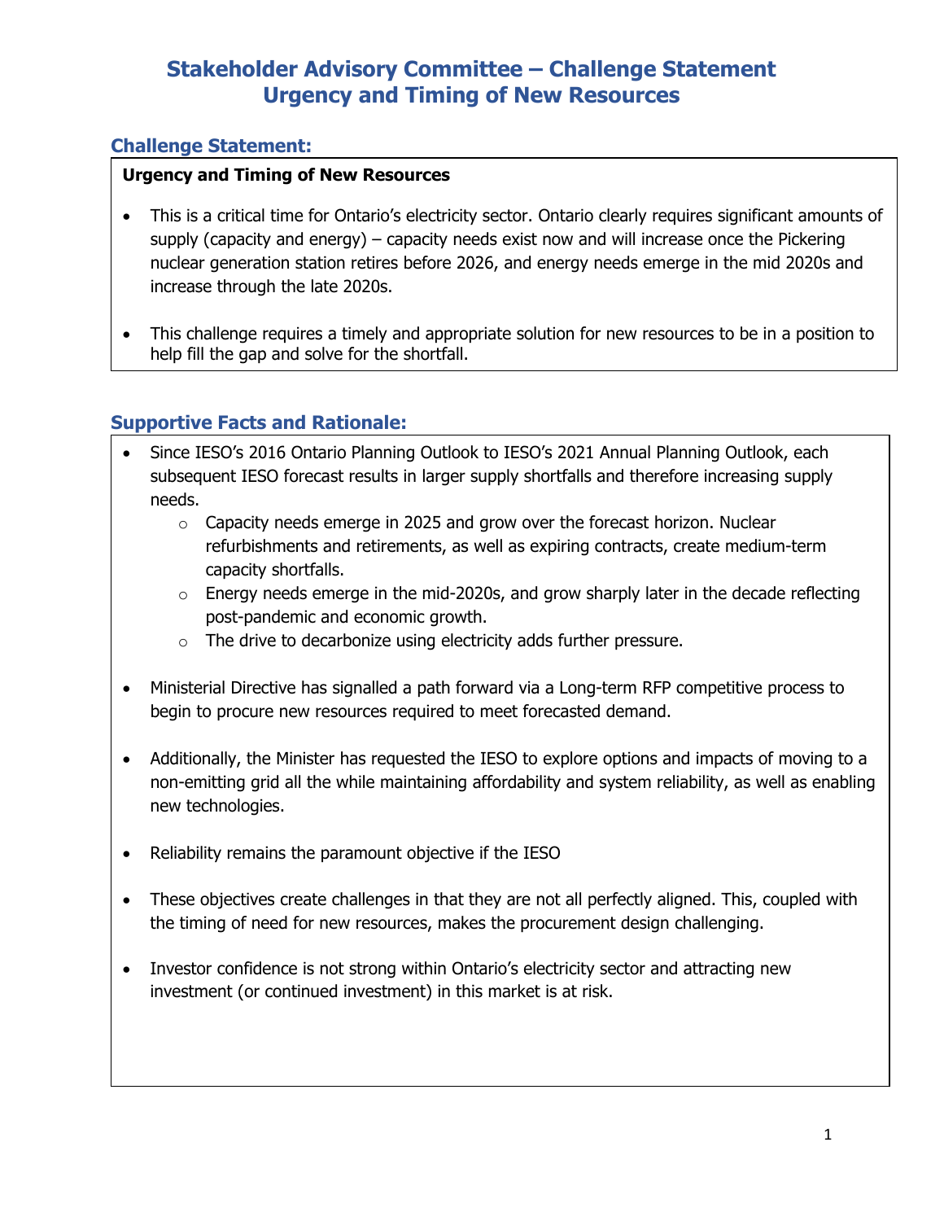# Stakeholder Advisory Committee – Challenge Statement
# Urgency and Timing of New Resources

## Challenge Statement:

**Urgency and Timing of New Resources**

- This is a critical time for Ontario's electricity sector. Ontario clearly requires significant amounts of supply (capacity and energy) – capacity needs exist now and will increase once the Pickering nuclear generation station retires before 2026, and energy needs emerge in the mid 2020s and increase through the late 2020s.
- This challenge requires a timely and appropriate solution for new resources to be in a position to help fill the gap and solve for the shortfall.

## Supportive Facts and Rationale:

- Since IESO's 2016 Ontario Planning Outlook to IESO's 2021 Annual Planning Outlook, each subsequent IESO forecast results in larger supply shortfalls and therefore increasing supply needs.
  - Capacity needs emerge in 2025 and grow over the forecast horizon. Nuclear refurbishments and retirements, as well as expiring contracts, create medium-term capacity shortfalls.
  - Energy needs emerge in the mid-2020s, and grow sharply later in the decade reflecting post-pandemic and economic growth.
  - The drive to decarbonize using electricity adds further pressure.
- Ministerial Directive has signalled a path forward via a Long-term RFP competitive process to begin to procure new resources required to meet forecasted demand.
- Additionally, the Minister has requested the IESO to explore options and impacts of moving to a non-emitting grid all the while maintaining affordability and system reliability, as well as enabling new technologies.
- Reliability remains the paramount objective if the IESO
- These objectives create challenges in that they are not all perfectly aligned. This, coupled with the timing of need for new resources, makes the procurement design challenging.
- Investor confidence is not strong within Ontario's electricity sector and attracting new investment (or continued investment) in this market is at risk.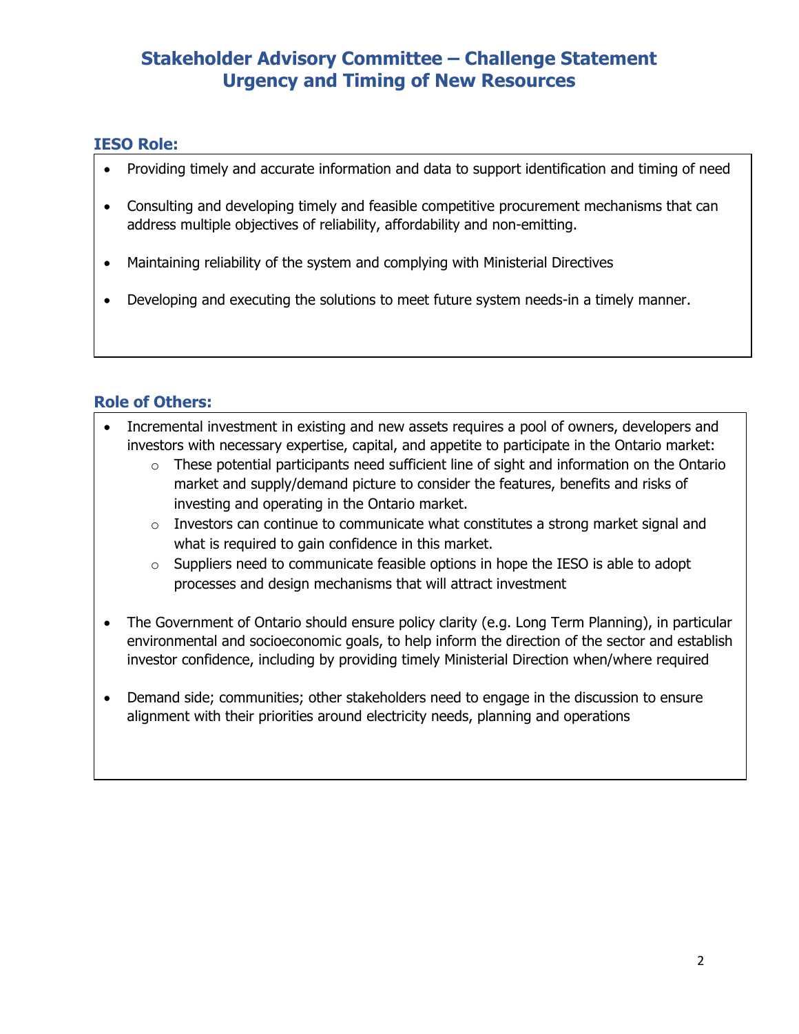# Stakeholder Advisory Committee – Challenge Statement
# Urgency and Timing of New Resources

## IESO Role:

- Providing timely and accurate information and data to support identification and timing of need
- Consulting and developing timely and feasible competitive procurement mechanisms that can address multiple objectives of reliability, affordability and non-emitting.
- Maintaining reliability of the system and complying with Ministerial Directives
- Developing and executing the solutions to meet future system needs-in a timely manner.

## Role of Others:

- Incremental investment in existing and new assets requires a pool of owners, developers and investors with necessary expertise, capital, and appetite to participate in the Ontario market:
  - These potential participants need sufficient line of sight and information on the Ontario market and supply/demand picture to consider the features, benefits and risks of investing and operating in the Ontario market.
  - Investors can continue to communicate what constitutes a strong market signal and what is required to gain confidence in this market.
  - Suppliers need to communicate feasible options in hope the IESO is able to adopt processes and design mechanisms that will attract investment
- The Government of Ontario should ensure policy clarity (e.g. Long Term Planning), in particular environmental and socioeconomic goals, to help inform the direction of the sector and establish investor confidence, including by providing timely Ministerial Direction when/where required
- Demand side; communities; other stakeholders need to engage in the discussion to ensure alignment with their priorities around electricity needs, planning and operations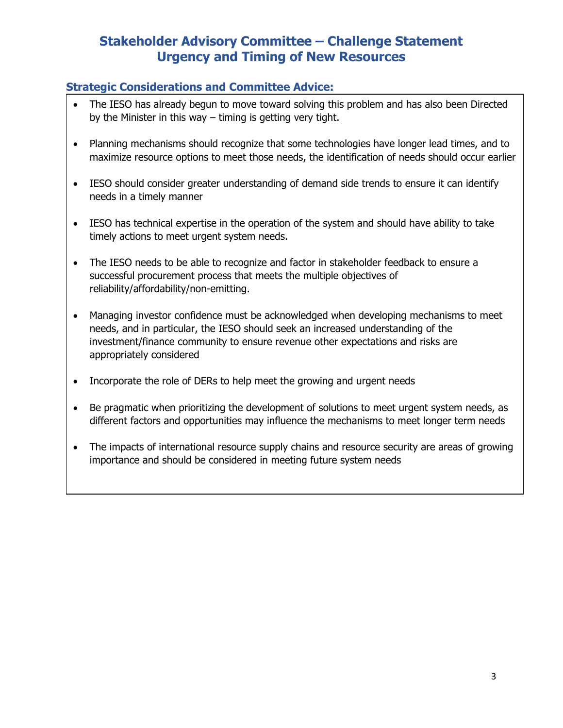# Stakeholder Advisory Committee – Challenge Statement
# Urgency and Timing of New Resources

## Strategic Considerations and Committee Advice:

- The IESO has already begun to move toward solving this problem and has also been Directed by the Minister in this way – timing is getting very tight.
- Planning mechanisms should recognize that some technologies have longer lead times, and to maximize resource options to meet those needs, the identification of needs should occur earlier
- IESO should consider greater understanding of demand side trends to ensure it can identify needs in a timely manner
- IESO has technical expertise in the operation of the system and should have ability to take timely actions to meet urgent system needs.
- The IESO needs to be able to recognize and factor in stakeholder feedback to ensure a successful procurement process that meets the multiple objectives of reliability/affordability/non-emitting.
- Managing investor confidence must be acknowledged when developing mechanisms to meet needs, and in particular, the IESO should seek an increased understanding of the investment/finance community to ensure revenue other expectations and risks are appropriately considered
- Incorporate the role of DERs to help meet the growing and urgent needs
- Be pragmatic when prioritizing the development of solutions to meet urgent system needs, as different factors and opportunities may influence the mechanisms to meet longer term needs
- The impacts of international resource supply chains and resource security are areas of growing importance and should be considered in meeting future system needs